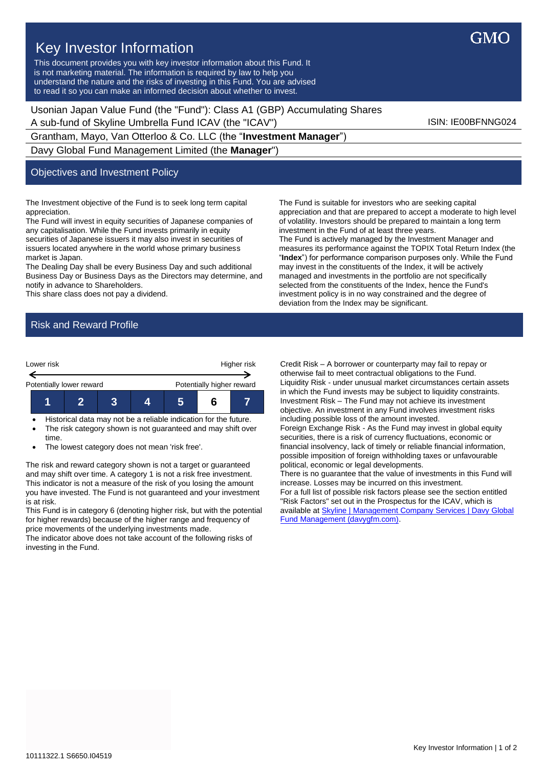# Key Investor Information

This document provides you with key investor information about this Fund. It is not marketing material. The information is required by law to help you understand the nature and the risks of investing in this Fund. You are advised to read it so you can make an informed decision about whether to invest.

GMO

Usonian Japan Value Fund (the "Fund"): Class A1 (GBP) Accumulating Shares
A sub-fund of Skyline Umbrella Fund ICAV (the "ICAV")

ISIN: IE00BFNNG024

Grantham, Mayo, Van Otterloo & Co. LLC (the "**Investment Manager**")

Davy Global Fund Management Limited (the **Manager**")

## Objectives and Investment Policy

The Investment objective of the Fund is to seek long term capital appreciation.

The Fund will invest in equity securities of Japanese companies of any capitalisation. While the Fund invests primarily in equity securities of Japanese issuers it may also invest in securities of issuers located anywhere in the world whose primary business market is Japan.

The Dealing Day shall be every Business Day and such additional Business Day or Business Days as the Directors may determine, and notify in advance to Shareholders.

This share class does not pay a dividend.

The Fund is suitable for investors who are seeking capital appreciation and that are prepared to accept a moderate to high level of volatility. Investors should be prepared to maintain a long term investment in the Fund of at least three years.

The Fund is actively managed by the Investment Manager and measures its performance against the TOPIX Total Return Index (the "**Index**") for performance comparison purposes only. While the Fund may invest in the constituents of the Index, it will be actively managed and investments in the portfolio are not specifically selected from the constituents of the Index, hence the Fund's investment policy is in no way constrained and the degree of deviation from the Index may be significant.

## Risk and Reward Profile

| Lower risk | | | | | | Higher risk |
|---|---|---|---|---|---|---|
| Potentially lower reward | | | | | | Potentially higher reward |
| 1 | 2 | 3 | 4 | 5 | **6** | 7 |

- Historical data may not be a reliable indication for the future.
- The risk category shown is not guaranteed and may shift over time.
- The lowest category does not mean 'risk free'.

The risk and reward category shown is not a target or guaranteed and may shift over time. A category 1 is not a risk free investment. This indicator is not a measure of the risk of you losing the amount you have invested. The Fund is not guaranteed and your investment is at risk.

This Fund is in category 6 (denoting higher risk, but with the potential for higher rewards) because of the higher range and frequency of price movements of the underlying investments made.

The indicator above does not take account of the following risks of investing in the Fund.

Credit Risk – A borrower or counterparty may fail to repay or otherwise fail to meet contractual obligations to the Fund.

Liquidity Risk - under unusual market circumstances certain assets in which the Fund invests may be subject to liquidity constraints.

Investment Risk – The Fund may not achieve its investment objective. An investment in any Fund involves investment risks including possible loss of the amount invested.

Foreign Exchange Risk - As the Fund may invest in global equity securities, there is a risk of currency fluctuations, economic or financial insolvency, lack of timely or reliable financial information, possible imposition of foreign withholding taxes or unfavourable political, economic or legal developments.

There is no guarantee that the value of investments in this Fund will increase. Losses may be incurred on this investment.

For a full list of possible risk factors please see the section entitled "Risk Factors" set out in the Prospectus for the ICAV, which is available at [Skyline | Management Company Services | Davy Global Fund Management (davygfm.com)](davygfm.com).

10111322.1 S6650.I04519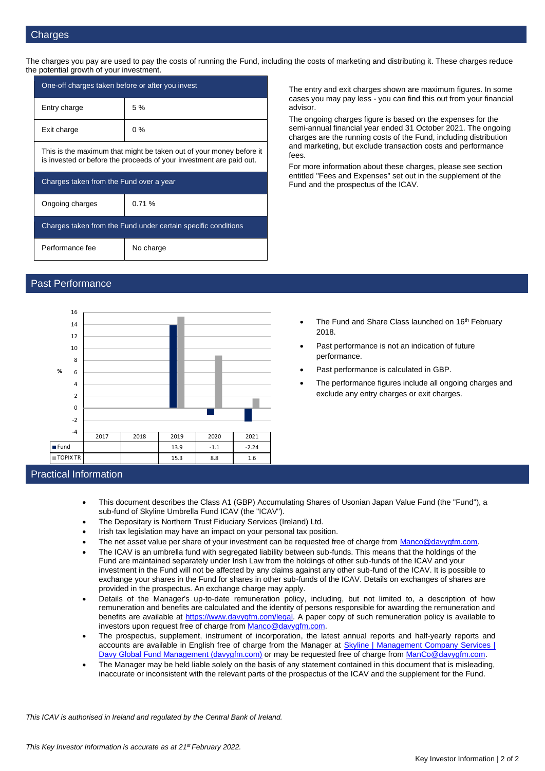## Charges

The charges you pay are used to pay the costs of running the Fund, including the costs of marketing and distributing it. These charges reduce the potential growth of your investment.

| One-off charges taken before or after you invest | |
|---|---|
| Entry charge | 5 % |
| Exit charge | 0 % |
| This is the maximum that might be taken out of your money before it is invested or before the proceeds of your investment are paid out. | |
| **Charges taken from the Fund over a year** | |
| Ongoing charges | 0.71 % |
| **Charges taken from the Fund under certain specific conditions** | |
| Performance fee | No charge |

The entry and exit charges shown are maximum figures. In some cases you may pay less - you can find this out from your financial advisor.

The ongoing charges figure is based on the expenses for the semi-annual financial year ended 31 October 2021. The ongoing charges are the running costs of the Fund, including distribution and marketing, but exclude transaction costs and performance fees.

For more information about these charges, please see section entitled "Fees and Expenses" set out in the supplement of the Fund and the prospectus of the ICAV.

## Past Performance

%

16
14
12
10
8
6
4
2
0
-2
-4

2017 2018 2019 2020 2021

Fund: 13.9, -1.1, -2.24

TOPIX TR: 15.3, 8.8, 1.6

- The Fund and Share Class launched on 16th February 2018.
- Past performance is not an indication of future performance.
- Past performance is calculated in GBP.
- The performance figures include all ongoing charges and exclude any entry charges or exit charges.

## Practical Information

- This document describes the Class A1 (GBP) Accumulating Shares of Usonian Japan Value Fund (the "Fund"), a sub-fund of Skyline Umbrella Fund ICAV (the "ICAV").
- The Depositary is Northern Trust Fiduciary Services (Ireland) Ltd.
- Irish tax legislation may have an impact on your personal tax position.
- The net asset value per share of your investment can be requested free of charge from Manco@davygfm.com.
- The ICAV is an umbrella fund with segregated liability between sub-funds. This means that the holdings of the Fund are maintained separately under Irish Law from the holdings of other sub-funds of the ICAV and your investment in the Fund will not be affected by any claims against any other sub-fund of the ICAV. It is possible to exchange your shares in the Fund for shares in other sub-funds of the ICAV. Details on exchanges of shares are provided in the prospectus. An exchange charge may apply.
- Details of the Manager's up-to-date remuneration policy, including, but not limited to, a description of how remuneration and benefits are calculated and the identity of persons responsible for awarding the remuneration and benefits are available at https://www.davygfm.com/legal. A paper copy of such remuneration policy is available to investors upon request free of charge from Manco@davygfm.com.
- The prospectus, supplement, instrument of incorporation, the latest annual reports and half-yearly reports and accounts are available in English free of charge from the Manager at Skyline | Management Company Services | Davy Global Fund Management (davygfm.com) or may be requested free of charge from ManCo@davygfm.com.
- The Manager may be held liable solely on the basis of any statement contained in this document that is misleading, inaccurate or inconsistent with the relevant parts of the prospectus of the ICAV and the supplement for the Fund.

*This ICAV is authorised in Ireland and regulated by the Central Bank of Ireland.*

*This Key Investor Information is accurate as at 21st February 2022.*